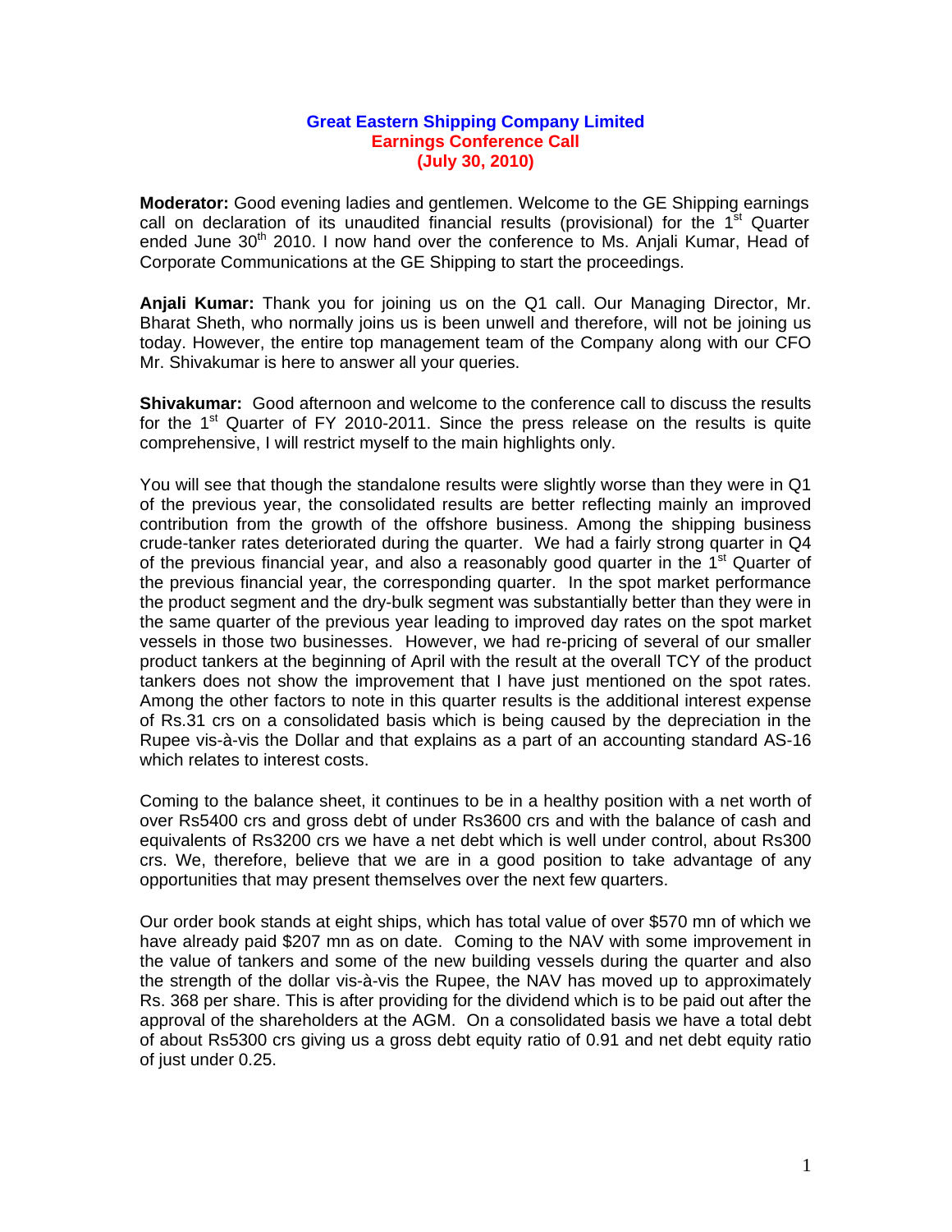# Great Eastern Shipping Company Limited
## Earnings Conference Call
## (July 30, 2010)

**Moderator:** Good evening ladies and gentlemen. Welcome to the GE Shipping earnings call on declaration of its unaudited financial results (provisional) for the 1st Quarter ended June 30th 2010. I now hand over the conference to Ms. Anjali Kumar, Head of Corporate Communications at the GE Shipping to start the proceedings.

**Anjali Kumar:** Thank you for joining us on the Q1 call. Our Managing Director, Mr. Bharat Sheth, who normally joins us is been unwell and therefore, will not be joining us today. However, the entire top management team of the Company along with our CFO Mr. Shivakumar is here to answer all your queries.

**Shivakumar:** Good afternoon and welcome to the conference call to discuss the results for the 1st Quarter of FY 2010-2011. Since the press release on the results is quite comprehensive, I will restrict myself to the main highlights only.

You will see that though the standalone results were slightly worse than they were in Q1 of the previous year, the consolidated results are better reflecting mainly an improved contribution from the growth of the offshore business. Among the shipping business crude-tanker rates deteriorated during the quarter. We had a fairly strong quarter in Q4 of the previous financial year, and also a reasonably good quarter in the 1st Quarter of the previous financial year, the corresponding quarter. In the spot market performance the product segment and the dry-bulk segment was substantially better than they were in the same quarter of the previous year leading to improved day rates on the spot market vessels in those two businesses. However, we had re-pricing of several of our smaller product tankers at the beginning of April with the result at the overall TCY of the product tankers does not show the improvement that I have just mentioned on the spot rates. Among the other factors to note in this quarter results is the additional interest expense of Rs.31 crs on a consolidated basis which is being caused by the depreciation in the Rupee vis-à-vis the Dollar and that explains as a part of an accounting standard AS-16 which relates to interest costs.

Coming to the balance sheet, it continues to be in a healthy position with a net worth of over Rs5400 crs and gross debt of under Rs3600 crs and with the balance of cash and equivalents of Rs3200 crs we have a net debt which is well under control, about Rs300 crs. We, therefore, believe that we are in a good position to take advantage of any opportunities that may present themselves over the next few quarters.

Our order book stands at eight ships, which has total value of over $570 mn of which we have already paid $207 mn as on date. Coming to the NAV with some improvement in the value of tankers and some of the new building vessels during the quarter and also the strength of the dollar vis-à-vis the Rupee, the NAV has moved up to approximately Rs. 368 per share. This is after providing for the dividend which is to be paid out after the approval of the shareholders at the AGM. On a consolidated basis we have a total debt of about Rs5300 crs giving us a gross debt equity ratio of 0.91 and net debt equity ratio of just under 0.25.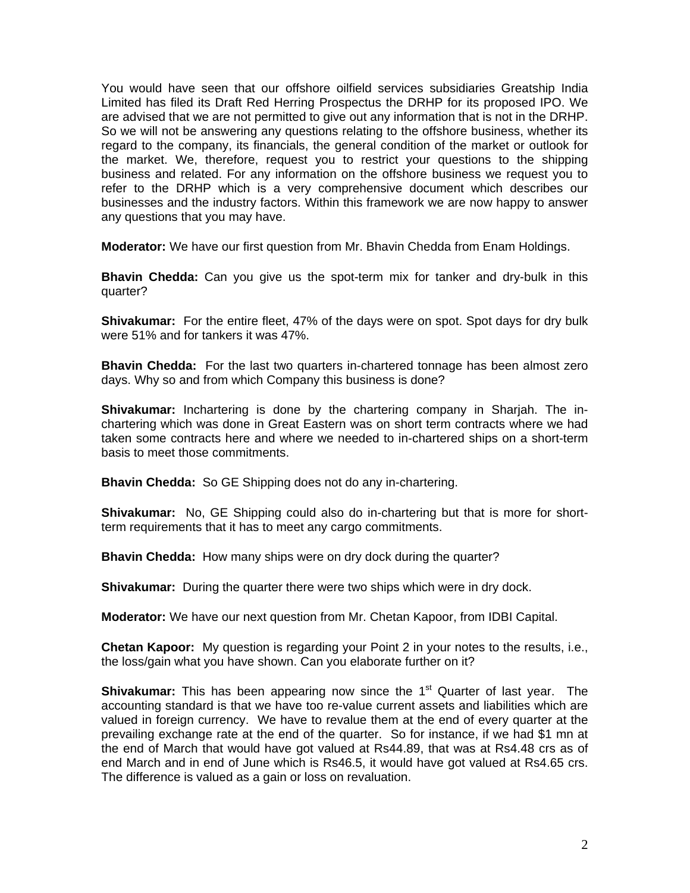You would have seen that our offshore oilfield services subsidiaries Greatship India Limited has filed its Draft Red Herring Prospectus the DRHP for its proposed IPO. We are advised that we are not permitted to give out any information that is not in the DRHP. So we will not be answering any questions relating to the offshore business, whether its regard to the company, its financials, the general condition of the market or outlook for the market. We, therefore, request you to restrict your questions to the shipping business and related. For any information on the offshore business we request you to refer to the DRHP which is a very comprehensive document which describes our businesses and the industry factors. Within this framework we are now happy to answer any questions that you may have.

**Moderator:** We have our first question from Mr. Bhavin Chedda from Enam Holdings.

**Bhavin Chedda:** Can you give us the spot-term mix for tanker and dry-bulk in this quarter?

**Shivakumar:** For the entire fleet, 47% of the days were on spot. Spot days for dry bulk were 51% and for tankers it was 47%.

**Bhavin Chedda:** For the last two quarters in-chartered tonnage has been almost zero days. Why so and from which Company this business is done?

**Shivakumar:** Inchartering is done by the chartering company in Sharjah. The in-chartering which was done in Great Eastern was on short term contracts where we had taken some contracts here and where we needed to in-chartered ships on a short-term basis to meet those commitments.

**Bhavin Chedda:** So GE Shipping does not do any in-chartering.

**Shivakumar:** No, GE Shipping could also do in-chartering but that is more for short-term requirements that it has to meet any cargo commitments.

**Bhavin Chedda:** How many ships were on dry dock during the quarter?

**Shivakumar:** During the quarter there were two ships which were in dry dock.

**Moderator:** We have our next question from Mr. Chetan Kapoor, from IDBI Capital.

**Chetan Kapoor:** My question is regarding your Point 2 in your notes to the results, i.e., the loss/gain what you have shown. Can you elaborate further on it?

**Shivakumar:** This has been appearing now since the 1st Quarter of last year. The accounting standard is that we have too re-value current assets and liabilities which are valued in foreign currency. We have to revalue them at the end of every quarter at the prevailing exchange rate at the end of the quarter. So for instance, if we had $1 mn at the end of March that would have got valued at Rs44.89, that was at Rs4.48 crs as of end March and in end of June which is Rs46.5, it would have got valued at Rs4.65 crs. The difference is valued as a gain or loss on revaluation.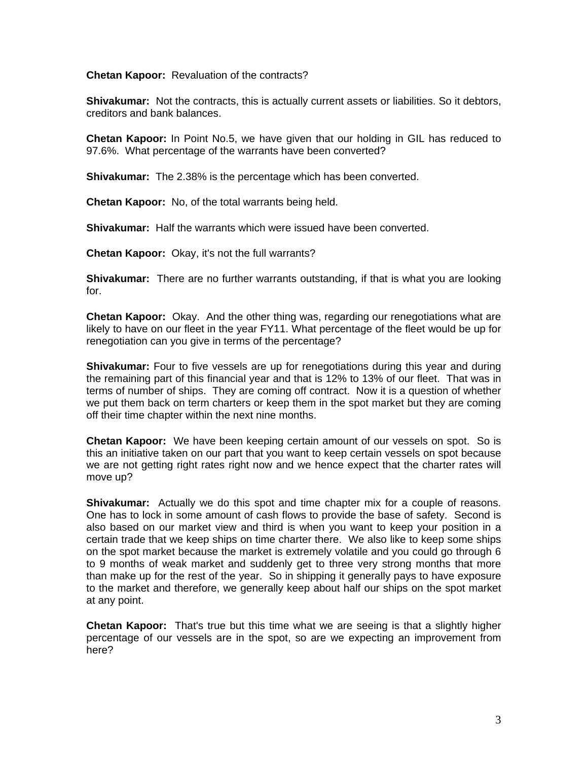**Chetan Kapoor:** Revaluation of the contracts?

**Shivakumar:** Not the contracts, this is actually current assets or liabilities. So it debtors, creditors and bank balances.

**Chetan Kapoor:** In Point No.5, we have given that our holding in GIL has reduced to 97.6%. What percentage of the warrants have been converted?

**Shivakumar:** The 2.38% is the percentage which has been converted.

**Chetan Kapoor:** No, of the total warrants being held.

**Shivakumar:** Half the warrants which were issued have been converted.

**Chetan Kapoor:** Okay, it's not the full warrants?

**Shivakumar:** There are no further warrants outstanding, if that is what you are looking for.

**Chetan Kapoor:** Okay. And the other thing was, regarding our renegotiations what are likely to have on our fleet in the year FY11. What percentage of the fleet would be up for renegotiation can you give in terms of the percentage?

**Shivakumar:** Four to five vessels are up for renegotiations during this year and during the remaining part of this financial year and that is 12% to 13% of our fleet. That was in terms of number of ships. They are coming off contract. Now it is a question of whether we put them back on term charters or keep them in the spot market but they are coming off their time chapter within the next nine months.

**Chetan Kapoor:** We have been keeping certain amount of our vessels on spot. So is this an initiative taken on our part that you want to keep certain vessels on spot because we are not getting right rates right now and we hence expect that the charter rates will move up?

**Shivakumar:** Actually we do this spot and time chapter mix for a couple of reasons. One has to lock in some amount of cash flows to provide the base of safety. Second is also based on our market view and third is when you want to keep your position in a certain trade that we keep ships on time charter there. We also like to keep some ships on the spot market because the market is extremely volatile and you could go through 6 to 9 months of weak market and suddenly get to three very strong months that more than make up for the rest of the year. So in shipping it generally pays to have exposure to the market and therefore, we generally keep about half our ships on the spot market at any point.

**Chetan Kapoor:** That's true but this time what we are seeing is that a slightly higher percentage of our vessels are in the spot, so are we expecting an improvement from here?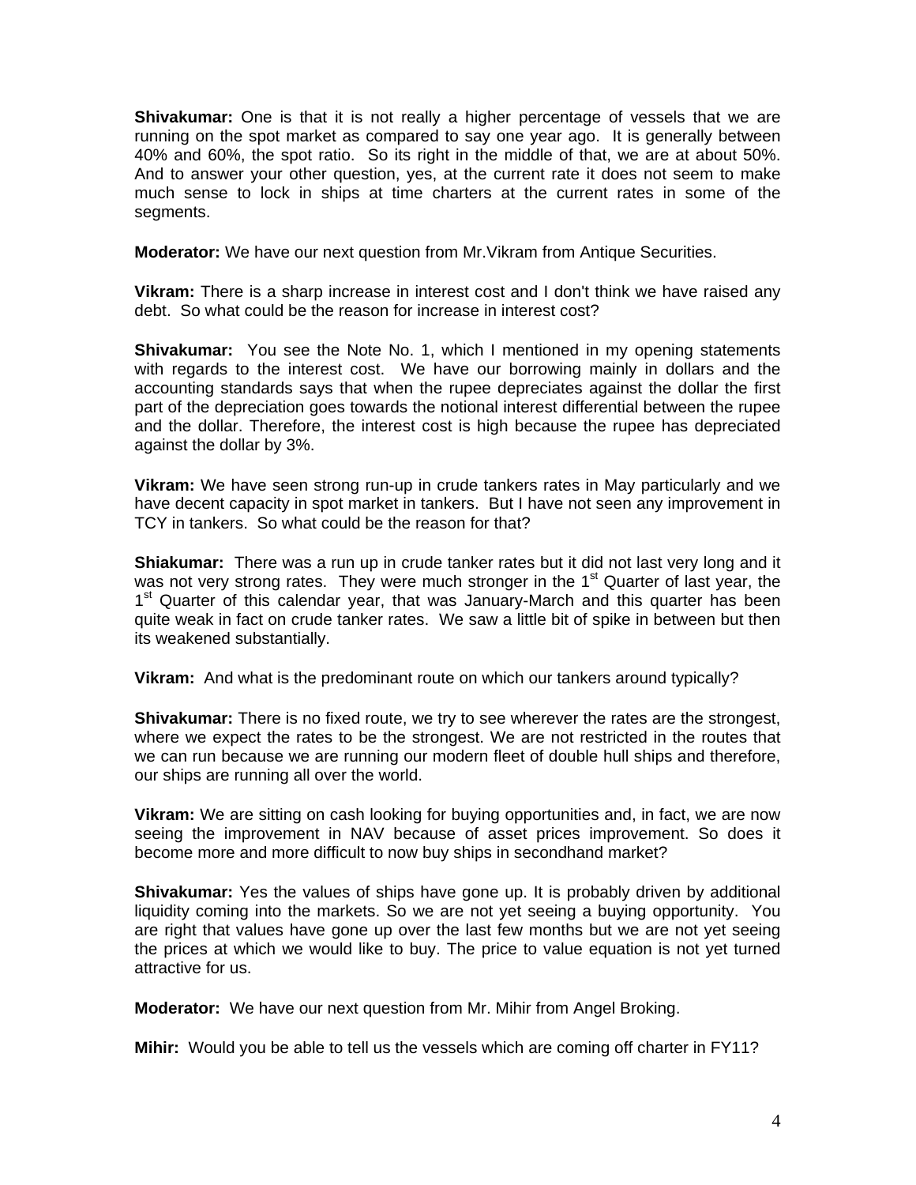**Shivakumar:** One is that it is not really a higher percentage of vessels that we are running on the spot market as compared to say one year ago. It is generally between 40% and 60%, the spot ratio. So its right in the middle of that, we are at about 50%. And to answer your other question, yes, at the current rate it does not seem to make much sense to lock in ships at time charters at the current rates in some of the segments.

**Moderator:** We have our next question from Mr.Vikram from Antique Securities.

**Vikram:** There is a sharp increase in interest cost and I don't think we have raised any debt. So what could be the reason for increase in interest cost?

**Shivakumar:** You see the Note No. 1, which I mentioned in my opening statements with regards to the interest cost. We have our borrowing mainly in dollars and the accounting standards says that when the rupee depreciates against the dollar the first part of the depreciation goes towards the notional interest differential between the rupee and the dollar. Therefore, the interest cost is high because the rupee has depreciated against the dollar by 3%.

**Vikram:** We have seen strong run-up in crude tankers rates in May particularly and we have decent capacity in spot market in tankers. But I have not seen any improvement in TCY in tankers. So what could be the reason for that?

**Shiakumar:** There was a run up in crude tanker rates but it did not last very long and it was not very strong rates. They were much stronger in the 1st Quarter of last year, the 1st Quarter of this calendar year, that was January-March and this quarter has been quite weak in fact on crude tanker rates. We saw a little bit of spike in between but then its weakened substantially.

**Vikram:** And what is the predominant route on which our tankers around typically?

**Shivakumar:** There is no fixed route, we try to see wherever the rates are the strongest, where we expect the rates to be the strongest. We are not restricted in the routes that we can run because we are running our modern fleet of double hull ships and therefore, our ships are running all over the world.

**Vikram:** We are sitting on cash looking for buying opportunities and, in fact, we are now seeing the improvement in NAV because of asset prices improvement. So does it become more and more difficult to now buy ships in secondhand market?

**Shivakumar:** Yes the values of ships have gone up. It is probably driven by additional liquidity coming into the markets. So we are not yet seeing a buying opportunity. You are right that values have gone up over the last few months but we are not yet seeing the prices at which we would like to buy. The price to value equation is not yet turned attractive for us.

**Moderator:** We have our next question from Mr. Mihir from Angel Broking.

**Mihir:** Would you be able to tell us the vessels which are coming off charter in FY11?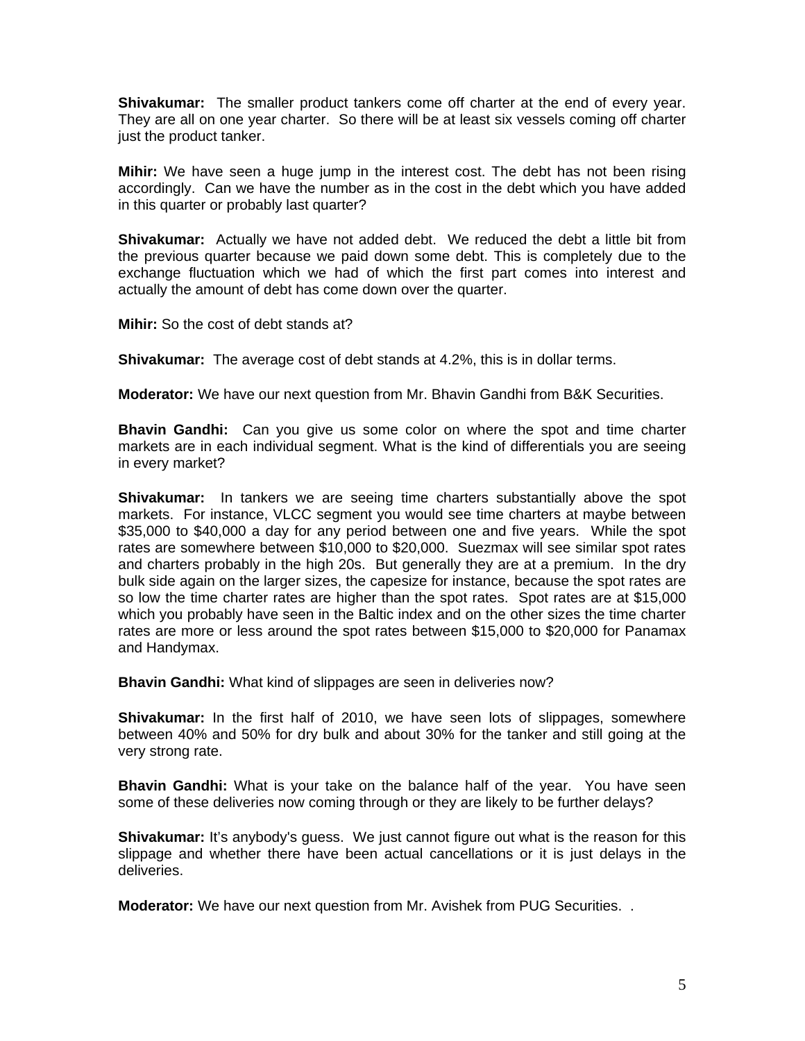**Shivakumar:** The smaller product tankers come off charter at the end of every year. They are all on one year charter. So there will be at least six vessels coming off charter just the product tanker.

**Mihir:** We have seen a huge jump in the interest cost. The debt has not been rising accordingly. Can we have the number as in the cost in the debt which you have added in this quarter or probably last quarter?

**Shivakumar:** Actually we have not added debt. We reduced the debt a little bit from the previous quarter because we paid down some debt. This is completely due to the exchange fluctuation which we had of which the first part comes into interest and actually the amount of debt has come down over the quarter.

**Mihir:** So the cost of debt stands at?

**Shivakumar:** The average cost of debt stands at 4.2%, this is in dollar terms.

**Moderator:** We have our next question from Mr. Bhavin Gandhi from B&K Securities.

**Bhavin Gandhi:** Can you give us some color on where the spot and time charter markets are in each individual segment. What is the kind of differentials you are seeing in every market?

**Shivakumar:** In tankers we are seeing time charters substantially above the spot markets. For instance, VLCC segment you would see time charters at maybe between $35,000 to $40,000 a day for any period between one and five years. While the spot rates are somewhere between $10,000 to $20,000. Suezmax will see similar spot rates and charters probably in the high 20s. But generally they are at a premium. In the dry bulk side again on the larger sizes, the capesize for instance, because the spot rates are so low the time charter rates are higher than the spot rates. Spot rates are at $15,000 which you probably have seen in the Baltic index and on the other sizes the time charter rates are more or less around the spot rates between $15,000 to $20,000 for Panamax and Handymax.

**Bhavin Gandhi:** What kind of slippages are seen in deliveries now?

**Shivakumar:** In the first half of 2010, we have seen lots of slippages, somewhere between 40% and 50% for dry bulk and about 30% for the tanker and still going at the very strong rate.

**Bhavin Gandhi:** What is your take on the balance half of the year. You have seen some of these deliveries now coming through or they are likely to be further delays?

**Shivakumar:** It's anybody's guess. We just cannot figure out what is the reason for this slippage and whether there have been actual cancellations or it is just delays in the deliveries.

**Moderator:** We have our next question from Mr. Avishek from PUG Securities. .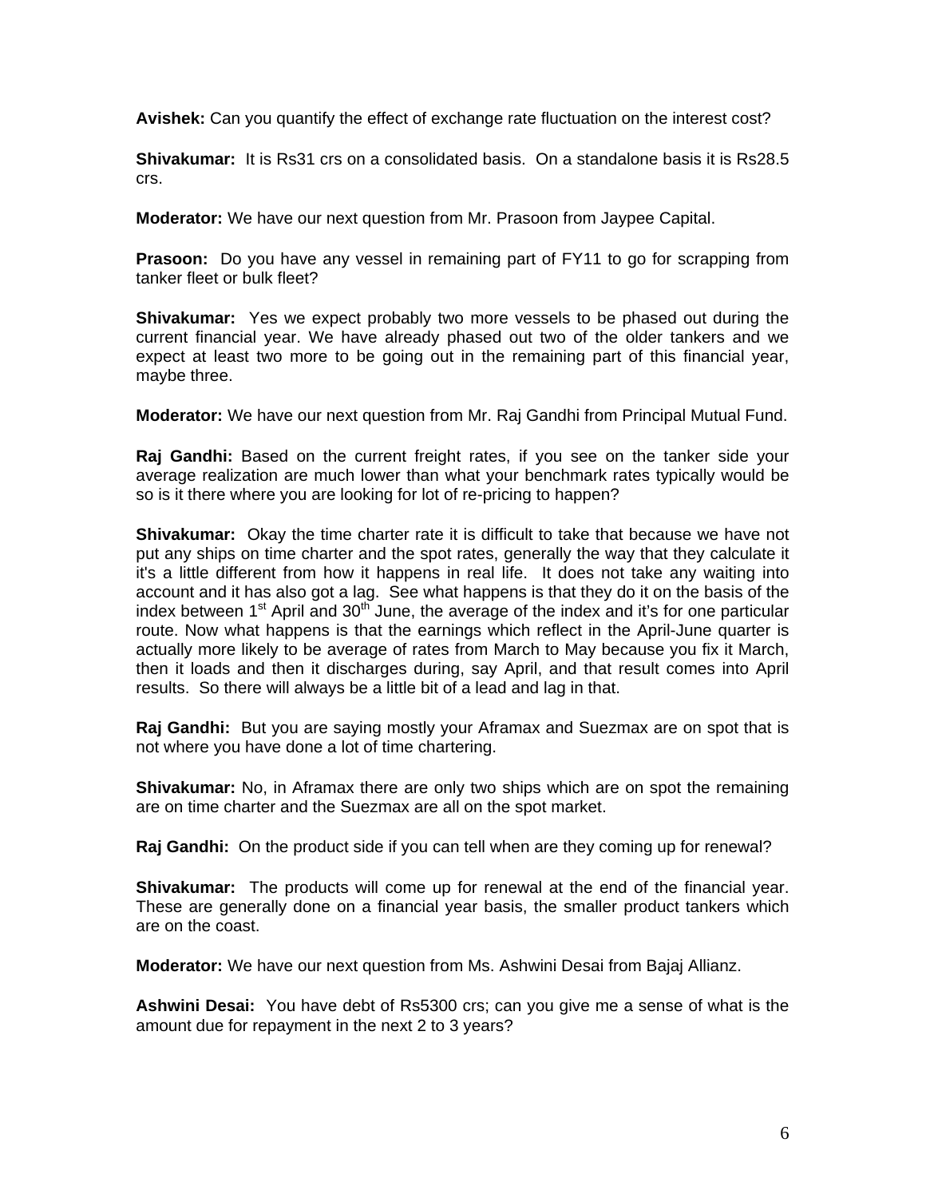**Avishek:** Can you quantify the effect of exchange rate fluctuation on the interest cost?

**Shivakumar:** It is Rs31 crs on a consolidated basis. On a standalone basis it is Rs28.5 crs.

**Moderator:** We have our next question from Mr. Prasoon from Jaypee Capital.

**Prasoon:** Do you have any vessel in remaining part of FY11 to go for scrapping from tanker fleet or bulk fleet?

**Shivakumar:** Yes we expect probably two more vessels to be phased out during the current financial year. We have already phased out two of the older tankers and we expect at least two more to be going out in the remaining part of this financial year, maybe three.

**Moderator:** We have our next question from Mr. Raj Gandhi from Principal Mutual Fund.

**Raj Gandhi:** Based on the current freight rates, if you see on the tanker side your average realization are much lower than what your benchmark rates typically would be so is it there where you are looking for lot of re-pricing to happen?

**Shivakumar:** Okay the time charter rate it is difficult to take that because we have not put any ships on time charter and the spot rates, generally the way that they calculate it it's a little different from how it happens in real life. It does not take any waiting into account and it has also got a lag. See what happens is that they do it on the basis of the index between 1st April and 30th June, the average of the index and it's for one particular route. Now what happens is that the earnings which reflect in the April-June quarter is actually more likely to be average of rates from March to May because you fix it March, then it loads and then it discharges during, say April, and that result comes into April results. So there will always be a little bit of a lead and lag in that.

**Raj Gandhi:** But you are saying mostly your Aframax and Suezmax are on spot that is not where you have done a lot of time chartering.

**Shivakumar:** No, in Aframax there are only two ships which are on spot the remaining are on time charter and the Suezmax are all on the spot market.

**Raj Gandhi:** On the product side if you can tell when are they coming up for renewal?

**Shivakumar:** The products will come up for renewal at the end of the financial year. These are generally done on a financial year basis, the smaller product tankers which are on the coast.

**Moderator:** We have our next question from Ms. Ashwini Desai from Bajaj Allianz.

**Ashwini Desai:** You have debt of Rs5300 crs; can you give me a sense of what is the amount due for repayment in the next 2 to 3 years?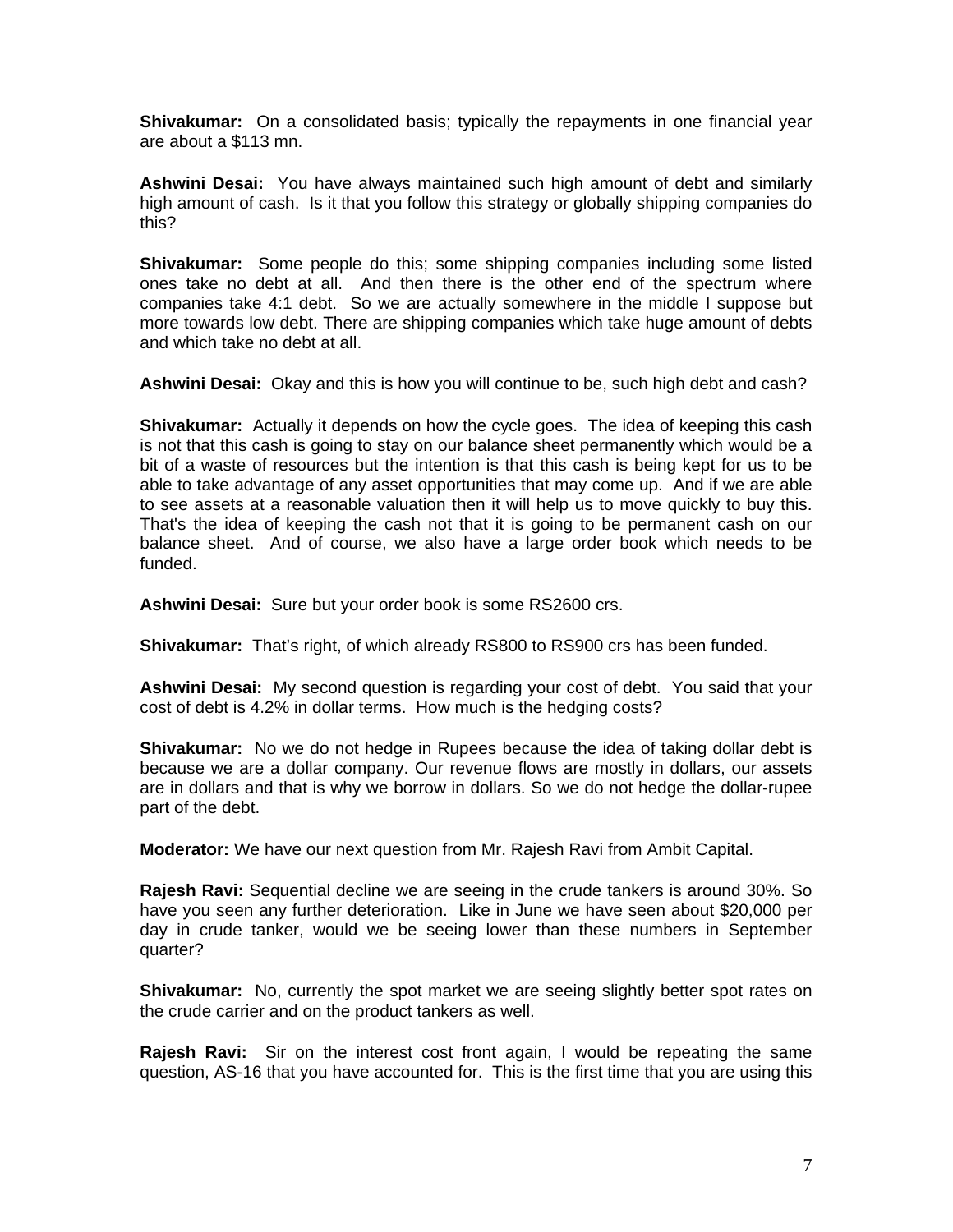**Shivakumar:** On a consolidated basis; typically the repayments in one financial year are about a $113 mn.

**Ashwini Desai:** You have always maintained such high amount of debt and similarly high amount of cash. Is it that you follow this strategy or globally shipping companies do this?

**Shivakumar:** Some people do this; some shipping companies including some listed ones take no debt at all. And then there is the other end of the spectrum where companies take 4:1 debt. So we are actually somewhere in the middle I suppose but more towards low debt. There are shipping companies which take huge amount of debts and which take no debt at all.

**Ashwini Desai:** Okay and this is how you will continue to be, such high debt and cash?

**Shivakumar:** Actually it depends on how the cycle goes. The idea of keeping this cash is not that this cash is going to stay on our balance sheet permanently which would be a bit of a waste of resources but the intention is that this cash is being kept for us to be able to take advantage of any asset opportunities that may come up. And if we are able to see assets at a reasonable valuation then it will help us to move quickly to buy this. That's the idea of keeping the cash not that it is going to be permanent cash on our balance sheet. And of course, we also have a large order book which needs to be funded.

**Ashwini Desai:** Sure but your order book is some RS2600 crs.

**Shivakumar:** That's right, of which already RS800 to RS900 crs has been funded.

**Ashwini Desai:** My second question is regarding your cost of debt. You said that your cost of debt is 4.2% in dollar terms. How much is the hedging costs?

**Shivakumar:** No we do not hedge in Rupees because the idea of taking dollar debt is because we are a dollar company. Our revenue flows are mostly in dollars, our assets are in dollars and that is why we borrow in dollars. So we do not hedge the dollar-rupee part of the debt.

**Moderator:** We have our next question from Mr. Rajesh Ravi from Ambit Capital.

**Rajesh Ravi:** Sequential decline we are seeing in the crude tankers is around 30%. So have you seen any further deterioration. Like in June we have seen about $20,000 per day in crude tanker, would we be seeing lower than these numbers in September quarter?

**Shivakumar:** No, currently the spot market we are seeing slightly better spot rates on the crude carrier and on the product tankers as well.

**Rajesh Ravi:** Sir on the interest cost front again, I would be repeating the same question, AS-16 that you have accounted for. This is the first time that you are using this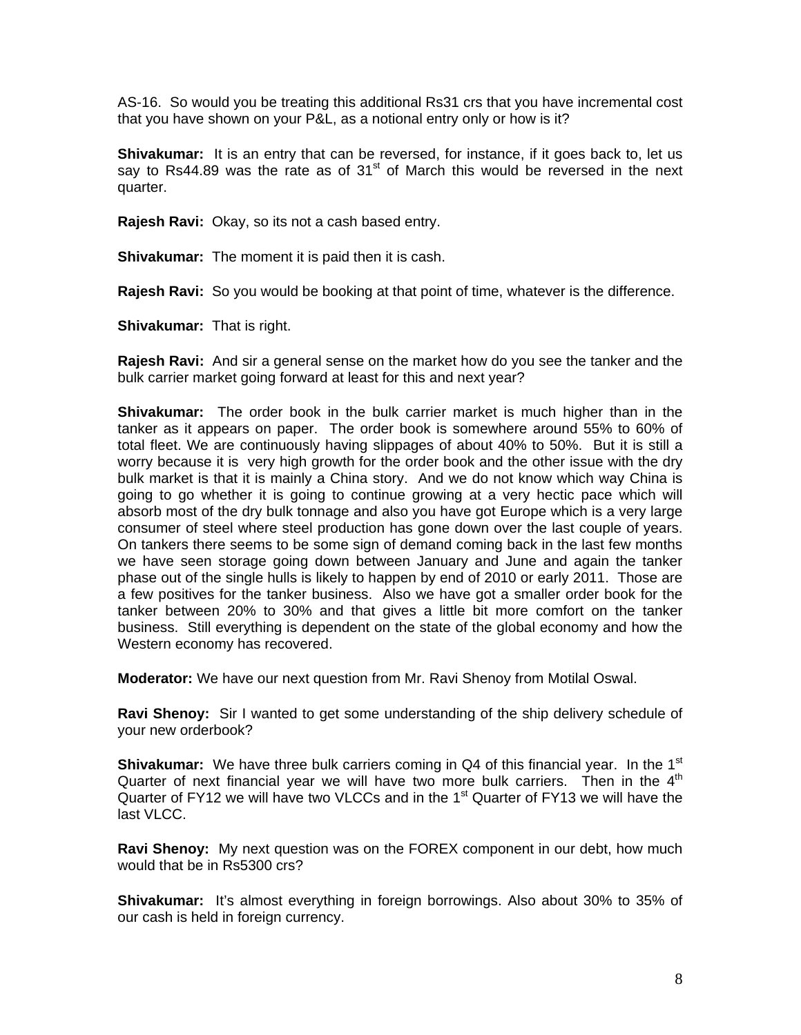AS-16. So would you be treating this additional Rs31 crs that you have incremental cost that you have shown on your P&L, as a notional entry only or how is it?

**Shivakumar:** It is an entry that can be reversed, for instance, if it goes back to, let us say to Rs44.89 was the rate as of 31st of March this would be reversed in the next quarter.

**Rajesh Ravi:** Okay, so its not a cash based entry.

**Shivakumar:** The moment it is paid then it is cash.

**Rajesh Ravi:** So you would be booking at that point of time, whatever is the difference.

**Shivakumar:** That is right.

**Rajesh Ravi:** And sir a general sense on the market how do you see the tanker and the bulk carrier market going forward at least for this and next year?

**Shivakumar:** The order book in the bulk carrier market is much higher than in the tanker as it appears on paper. The order book is somewhere around 55% to 60% of total fleet. We are continuously having slippages of about 40% to 50%. But it is still a worry because it is very high growth for the order book and the other issue with the dry bulk market is that it is mainly a China story. And we do not know which way China is going to go whether it is going to continue growing at a very hectic pace which will absorb most of the dry bulk tonnage and also you have got Europe which is a very large consumer of steel where steel production has gone down over the last couple of years. On tankers there seems to be some sign of demand coming back in the last few months we have seen storage going down between January and June and again the tanker phase out of the single hulls is likely to happen by end of 2010 or early 2011. Those are a few positives for the tanker business. Also we have got a smaller order book for the tanker between 20% to 30% and that gives a little bit more comfort on the tanker business. Still everything is dependent on the state of the global economy and how the Western economy has recovered.

**Moderator:** We have our next question from Mr. Ravi Shenoy from Motilal Oswal.

**Ravi Shenoy:** Sir I wanted to get some understanding of the ship delivery schedule of your new orderbook?

**Shivakumar:** We have three bulk carriers coming in Q4 of this financial year. In the 1st Quarter of next financial year we will have two more bulk carriers. Then in the 4th Quarter of FY12 we will have two VLCCs and in the 1st Quarter of FY13 we will have the last VLCC.

**Ravi Shenoy:** My next question was on the FOREX component in our debt, how much would that be in Rs5300 crs?

**Shivakumar:** It's almost everything in foreign borrowings. Also about 30% to 35% of our cash is held in foreign currency.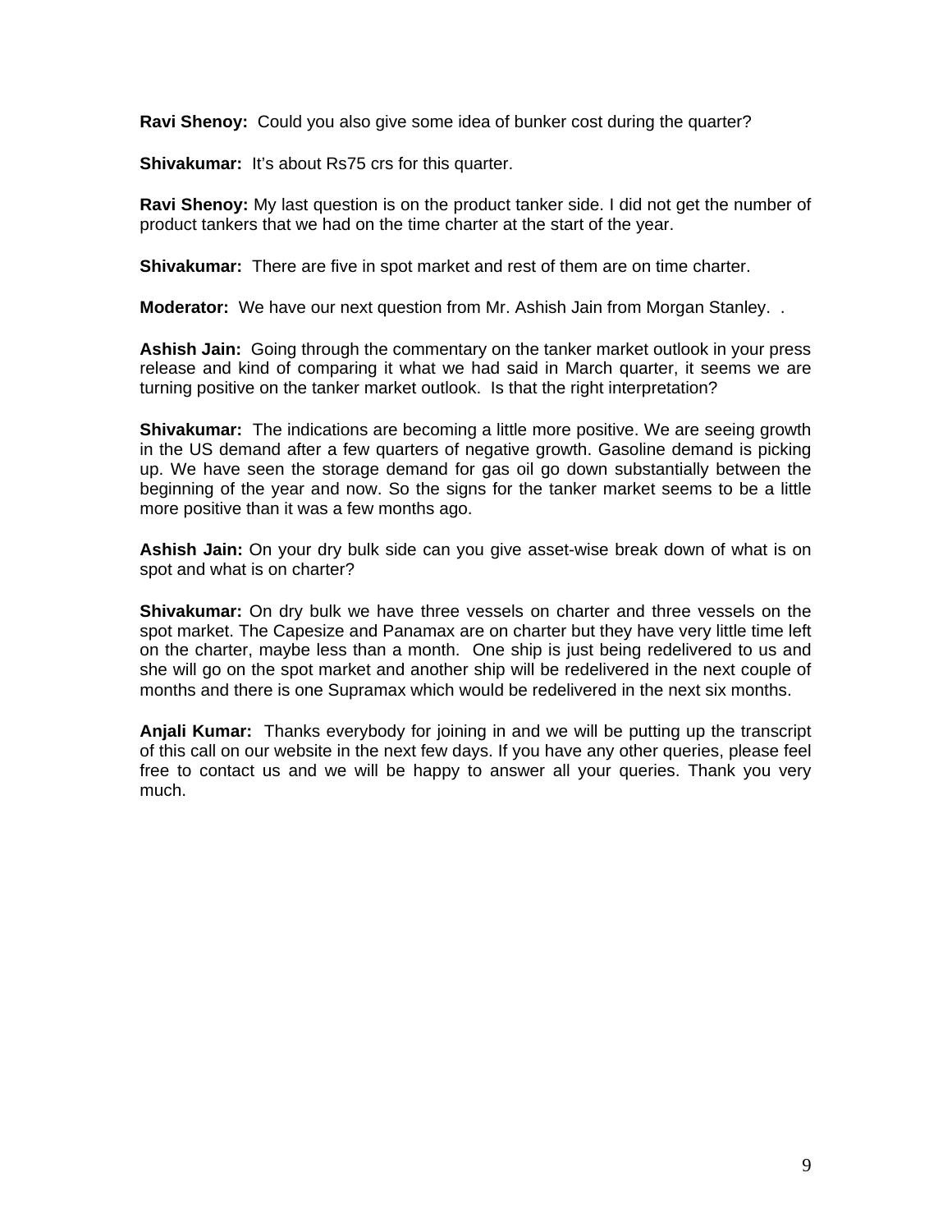**Ravi Shenoy:** Could you also give some idea of bunker cost during the quarter?

**Shivakumar:** It's about Rs75 crs for this quarter.

**Ravi Shenoy:** My last question is on the product tanker side. I did not get the number of product tankers that we had on the time charter at the start of the year.

**Shivakumar:** There are five in spot market and rest of them are on time charter.

**Moderator:** We have our next question from Mr. Ashish Jain from Morgan Stanley. .

**Ashish Jain:** Going through the commentary on the tanker market outlook in your press release and kind of comparing it what we had said in March quarter, it seems we are turning positive on the tanker market outlook. Is that the right interpretation?

**Shivakumar:** The indications are becoming a little more positive. We are seeing growth in the US demand after a few quarters of negative growth. Gasoline demand is picking up. We have seen the storage demand for gas oil go down substantially between the beginning of the year and now. So the signs for the tanker market seems to be a little more positive than it was a few months ago.

**Ashish Jain:** On your dry bulk side can you give asset-wise break down of what is on spot and what is on charter?

**Shivakumar:** On dry bulk we have three vessels on charter and three vessels on the spot market. The Capesize and Panamax are on charter but they have very little time left on the charter, maybe less than a month. One ship is just being redelivered to us and she will go on the spot market and another ship will be redelivered in the next couple of months and there is one Supramax which would be redelivered in the next six months.

**Anjali Kumar:** Thanks everybody for joining in and we will be putting up the transcript of this call on our website in the next few days. If you have any other queries, please feel free to contact us and we will be happy to answer all your queries. Thank you very much.